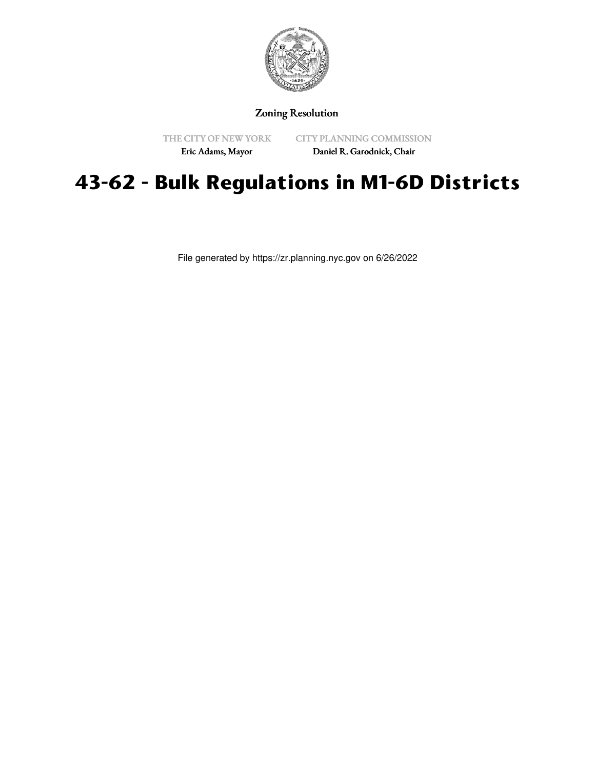Zoning Resolution

THE CITY OF NEW YORK
Eric Adams, Mayor

CITY PLANNING COMMISSION
Daniel R. Garodnick, Chair

# 43-62 - Bulk Regulations in M1-6D Districts

File generated by https://zr.planning.nyc.gov on 6/26/2022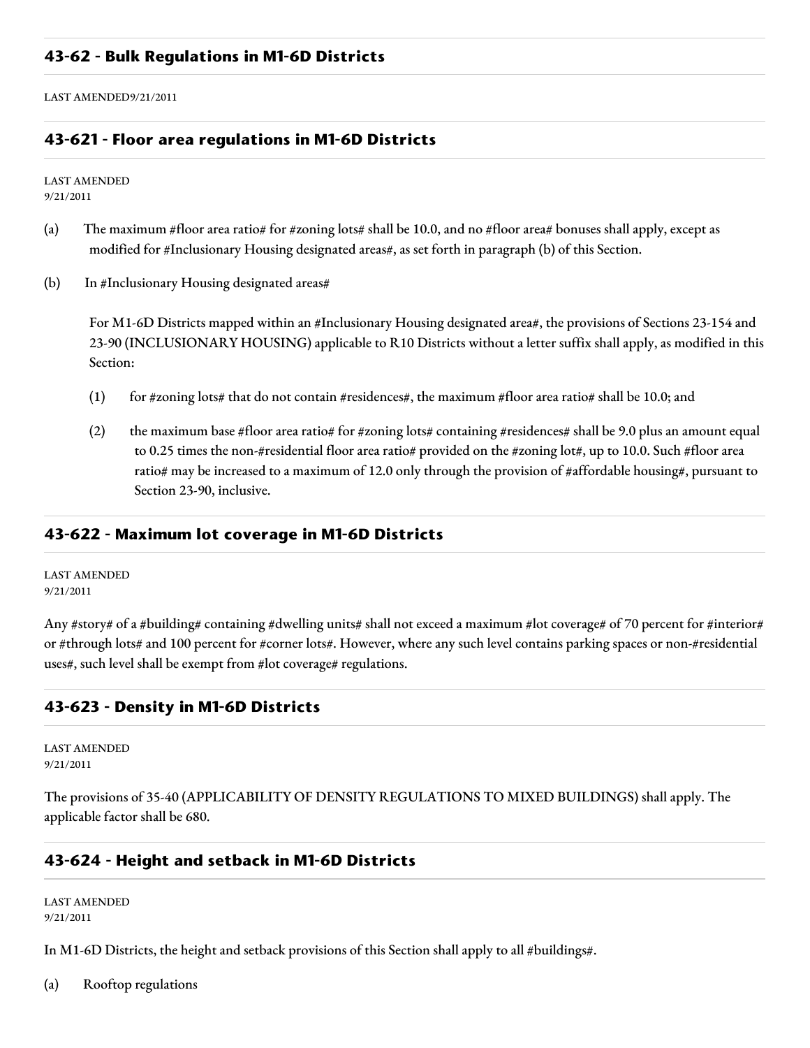## 43-62 - Bulk Regulations in M1-6D Districts

LAST AMENDED9/21/2011

### 43-621 - Floor area regulations in M1-6D Districts

LAST AMENDED
9/21/2011

(a) The maximum #floor area ratio# for #zoning lots# shall be 10.0, and no #floor area# bonuses shall apply, except as modified for #Inclusionary Housing designated areas#, as set forth in paragraph (b) of this Section.

(b) In #Inclusionary Housing designated areas#

For M1-6D Districts mapped within an #Inclusionary Housing designated area#, the provisions of Sections 23-154 and 23-90 (INCLUSIONARY HOUSING) applicable to R10 Districts without a letter suffix shall apply, as modified in this Section:

(1) for #zoning lots# that do not contain #residences#, the maximum #floor area ratio# shall be 10.0; and

(2) the maximum base #floor area ratio# for #zoning lots# containing #residences# shall be 9.0 plus an amount equal to 0.25 times the non-#residential floor area ratio# provided on the #zoning lot#, up to 10.0. Such #floor area ratio# may be increased to a maximum of 12.0 only through the provision of #affordable housing#, pursuant to Section 23-90, inclusive.

### 43-622 - Maximum lot coverage in M1-6D Districts

LAST AMENDED
9/21/2011

Any #story# of a #building# containing #dwelling units# shall not exceed a maximum #lot coverage# of 70 percent for #interior# or #through lots# and 100 percent for #corner lots#. However, where any such level contains parking spaces or non-#residential uses#, such level shall be exempt from #lot coverage# regulations.

### 43-623 - Density in M1-6D Districts

LAST AMENDED
9/21/2011

The provisions of 35-40 (APPLICABILITY OF DENSITY REGULATIONS TO MIXED BUILDINGS) shall apply. The applicable factor shall be 680.

### 43-624 - Height and setback in M1-6D Districts

LAST AMENDED
9/21/2011

In M1-6D Districts, the height and setback provisions of this Section shall apply to all #buildings#.

(a) Rooftop regulations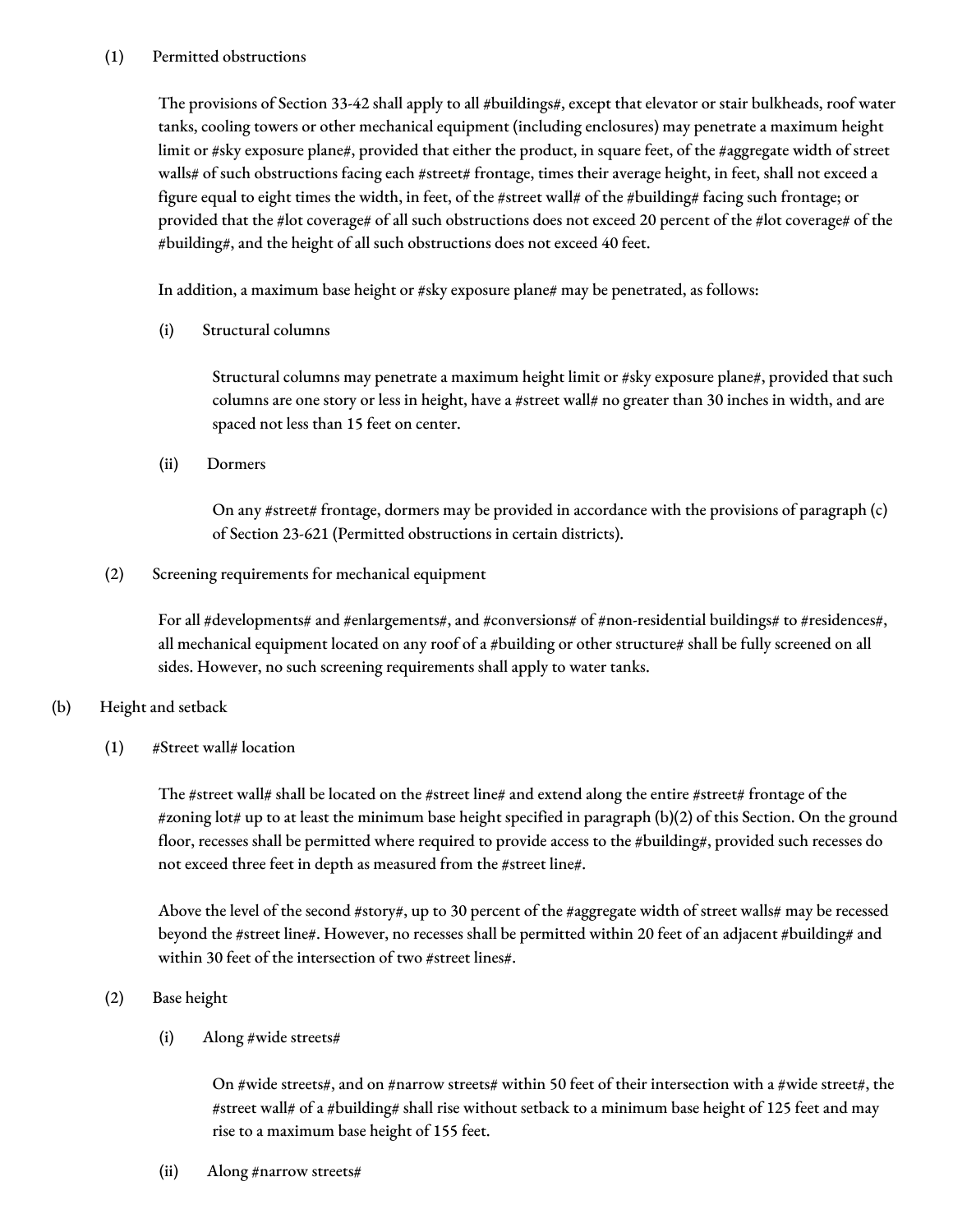(1) Permitted obstructions

The provisions of Section 33-42 shall apply to all #buildings#, except that elevator or stair bulkheads, roof water tanks, cooling towers or other mechanical equipment (including enclosures) may penetrate a maximum height limit or #sky exposure plane#, provided that either the product, in square feet, of the #aggregate width of street walls# of such obstructions facing each #street# frontage, times their average height, in feet, shall not exceed a figure equal to eight times the width, in feet, of the #street wall# of the #building# facing such frontage; or provided that the #lot coverage# of all such obstructions does not exceed 20 percent of the #lot coverage# of the #building#, and the height of all such obstructions does not exceed 40 feet.

In addition, a maximum base height or #sky exposure plane# may be penetrated, as follows:

(i) Structural columns

Structural columns may penetrate a maximum height limit or #sky exposure plane#, provided that such columns are one story or less in height, have a #street wall# no greater than 30 inches in width, and are spaced not less than 15 feet on center.

(ii) Dormers

On any #street# frontage, dormers may be provided in accordance with the provisions of paragraph (c) of Section 23-621 (Permitted obstructions in certain districts).

(2) Screening requirements for mechanical equipment

For all #developments# and #enlargements#, and #conversions# of #non-residential buildings# to #residences#, all mechanical equipment located on any roof of a #building or other structure# shall be fully screened on all sides. However, no such screening requirements shall apply to water tanks.

(b) Height and setback

(1) #Street wall# location

The #street wall# shall be located on the #street line# and extend along the entire #street# frontage of the #zoning lot# up to at least the minimum base height specified in paragraph (b)(2) of this Section. On the ground floor, recesses shall be permitted where required to provide access to the #building#, provided such recesses do not exceed three feet in depth as measured from the #street line#.

Above the level of the second #story#, up to 30 percent of the #aggregate width of street walls# may be recessed beyond the #street line#. However, no recesses shall be permitted within 20 feet of an adjacent #building# and within 30 feet of the intersection of two #street lines#.

(2) Base height

(i) Along #wide streets#

On #wide streets#, and on #narrow streets# within 50 feet of their intersection with a #wide street#, the #street wall# of a #building# shall rise without setback to a minimum base height of 125 feet and may rise to a maximum base height of 155 feet.

(ii) Along #narrow streets#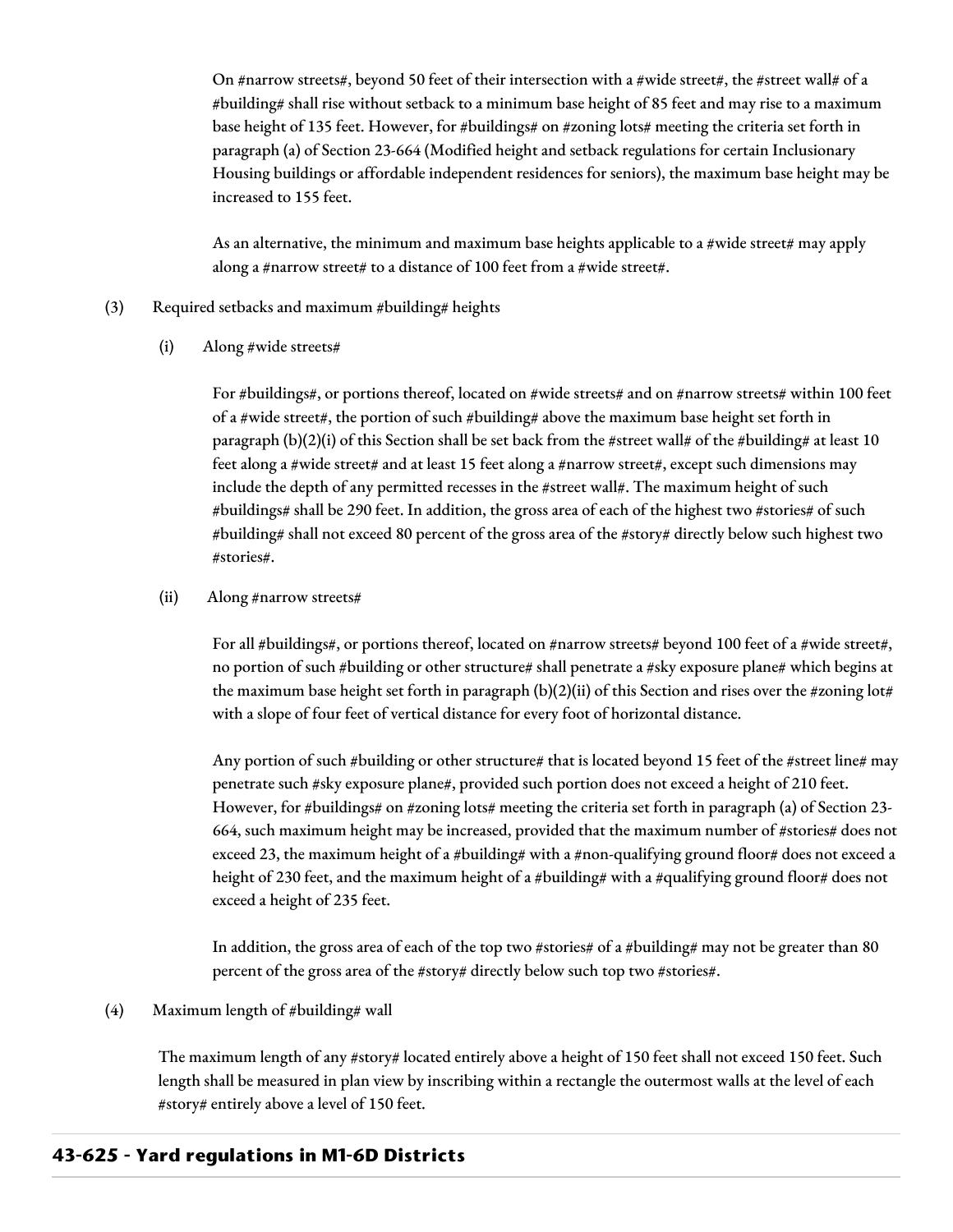On #narrow streets#, beyond 50 feet of their intersection with a #wide street#, the #street wall# of a #building# shall rise without setback to a minimum base height of 85 feet and may rise to a maximum base height of 135 feet. However, for #buildings# on #zoning lots# meeting the criteria set forth in paragraph (a) of Section 23-664 (Modified height and setback regulations for certain Inclusionary Housing buildings or affordable independent residences for seniors), the maximum base height may be increased to 155 feet.

As an alternative, the minimum and maximum base heights applicable to a #wide street# may apply along a #narrow street# to a distance of 100 feet from a #wide street#.

(3) Required setbacks and maximum #building# heights

(i) Along #wide streets#

For #buildings#, or portions thereof, located on #wide streets# and on #narrow streets# within 100 feet of a #wide street#, the portion of such #building# above the maximum base height set forth in paragraph (b)(2)(i) of this Section shall be set back from the #street wall# of the #building# at least 10 feet along a #wide street# and at least 15 feet along a #narrow street#, except such dimensions may include the depth of any permitted recesses in the #street wall#. The maximum height of such #buildings# shall be 290 feet. In addition, the gross area of each of the highest two #stories# of such #building# shall not exceed 80 percent of the gross area of the #story# directly below such highest two #stories#.

(ii) Along #narrow streets#

For all #buildings#, or portions thereof, located on #narrow streets# beyond 100 feet of a #wide street#, no portion of such #building or other structure# shall penetrate a #sky exposure plane# which begins at the maximum base height set forth in paragraph (b)(2)(ii) of this Section and rises over the #zoning lot# with a slope of four feet of vertical distance for every foot of horizontal distance.

Any portion of such #building or other structure# that is located beyond 15 feet of the #street line# may penetrate such #sky exposure plane#, provided such portion does not exceed a height of 210 feet. However, for #buildings# on #zoning lots# meeting the criteria set forth in paragraph (a) of Section 23-664, such maximum height may be increased, provided that the maximum number of #stories# does not exceed 23, the maximum height of a #building# with a #non-qualifying ground floor# does not exceed a height of 230 feet, and the maximum height of a #building# with a #qualifying ground floor# does not exceed a height of 235 feet.

In addition, the gross area of each of the top two #stories# of a #building# may not be greater than 80 percent of the gross area of the #story# directly below such top two #stories#.

(4) Maximum length of #building# wall

The maximum length of any #story# located entirely above a height of 150 feet shall not exceed 150 feet. Such length shall be measured in plan view by inscribing within a rectangle the outermost walls at the level of each #story# entirely above a level of 150 feet.

## 43-625 - Yard regulations in M1-6D Districts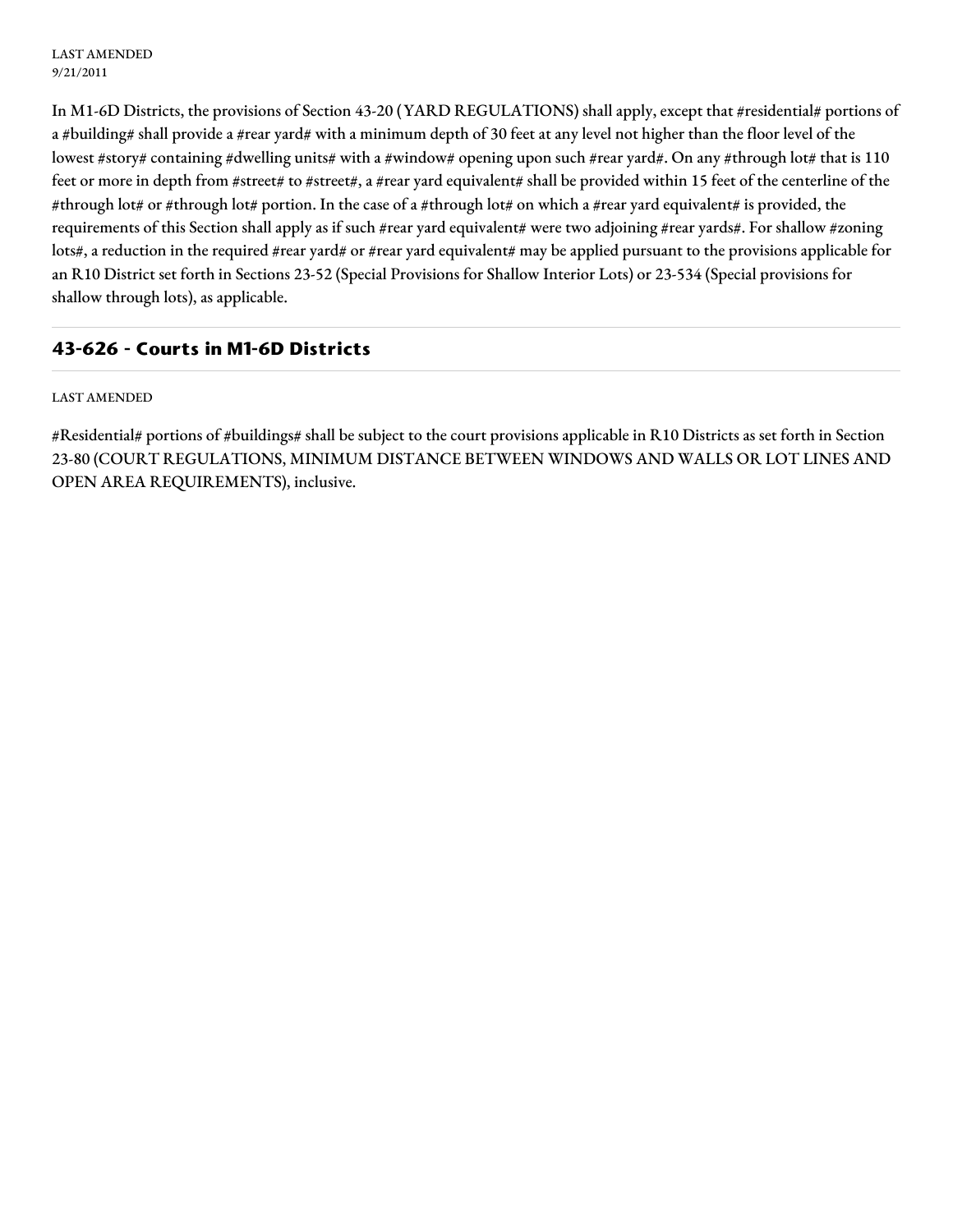LAST AMENDED
9/21/2011

In M1-6D Districts, the provisions of Section 43-20 (YARD REGULATIONS) shall apply, except that #residential# portions of a #building# shall provide a #rear yard# with a minimum depth of 30 feet at any level not higher than the floor level of the lowest #story# containing #dwelling units# with a #window# opening upon such #rear yard#. On any #through lot# that is 110 feet or more in depth from #street# to #street#, a #rear yard equivalent# shall be provided within 15 feet of the centerline of the #through lot# or #through lot# portion. In the case of a #through lot# on which a #rear yard equivalent# is provided, the requirements of this Section shall apply as if such #rear yard equivalent# were two adjoining #rear yards#. For shallow #zoning lots#, a reduction in the required #rear yard# or #rear yard equivalent# may be applied pursuant to the provisions applicable for an R10 District set forth in Sections 23-52 (Special Provisions for Shallow Interior Lots) or 23-534 (Special provisions for shallow through lots), as applicable.

## 43-626 - Courts in M1-6D Districts

LAST AMENDED

#Residential# portions of #buildings# shall be subject to the court provisions applicable in R10 Districts as set forth in Section 23-80 (COURT REGULATIONS, MINIMUM DISTANCE BETWEEN WINDOWS AND WALLS OR LOT LINES AND OPEN AREA REQUIREMENTS), inclusive.